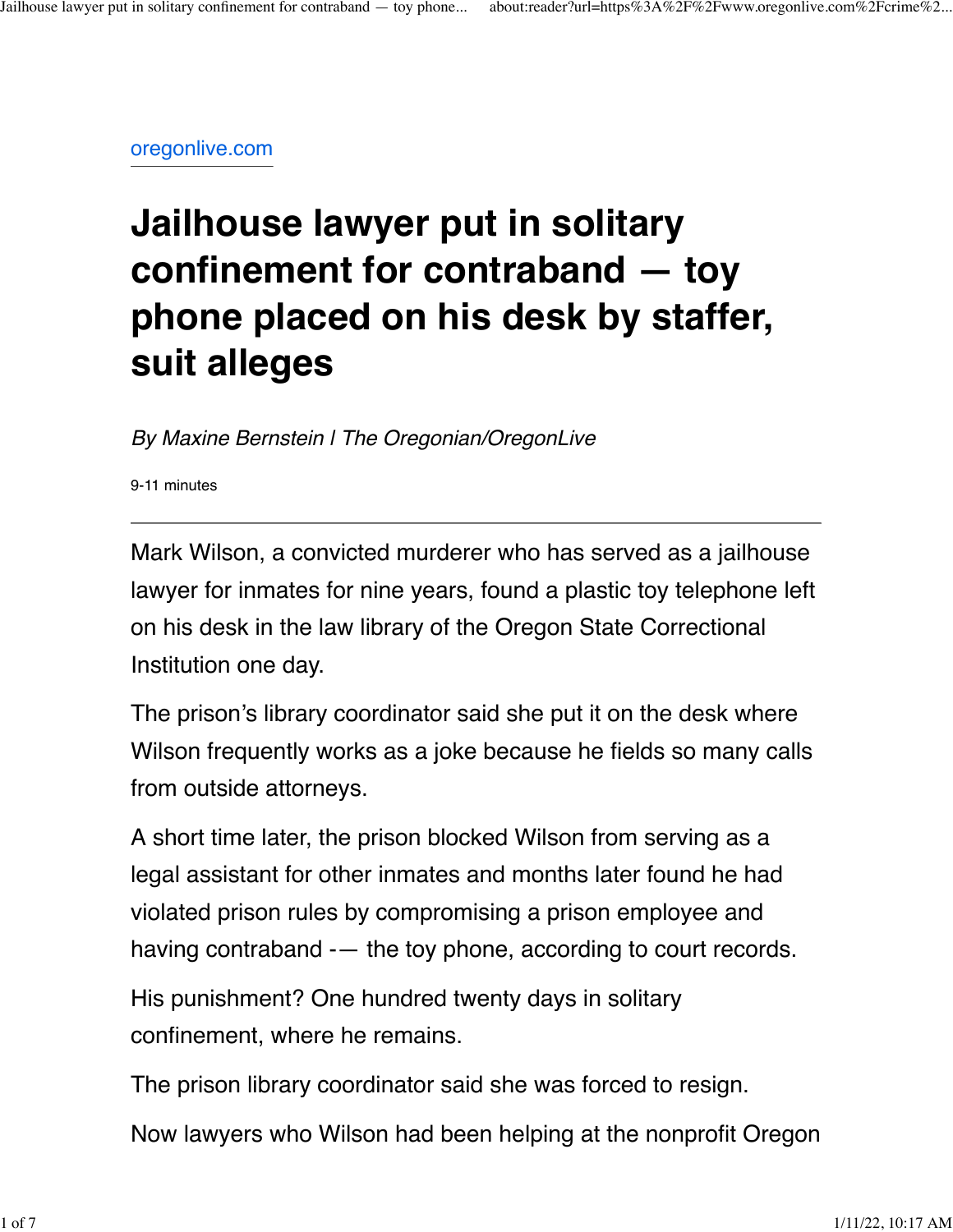oregonlive.com

# Jailhouse lawyer put in solitary confinement for contraband — toy phone placed on his desk by staffer, suit alleges

*By Maxine Bernstein | The Oregonian/OregonLive*

9-11 minutes

---

Mark Wilson, a convicted murderer who has served as a jailhouse lawyer for inmates for nine years, found a plastic toy telephone left on his desk in the law library of the Oregon State Correctional Institution one day.

The prison's library coordinator said she put it on the desk where Wilson frequently works as a joke because he fields so many calls from outside attorneys.

A short time later, the prison blocked Wilson from serving as a legal assistant for other inmates and months later found he had violated prison rules by compromising a prison employee and having contraband -— the toy phone, according to court records.

His punishment? One hundred twenty days in solitary confinement, where he remains.

The prison library coordinator said she was forced to resign.

Now lawyers who Wilson had been helping at the nonprofit Oregon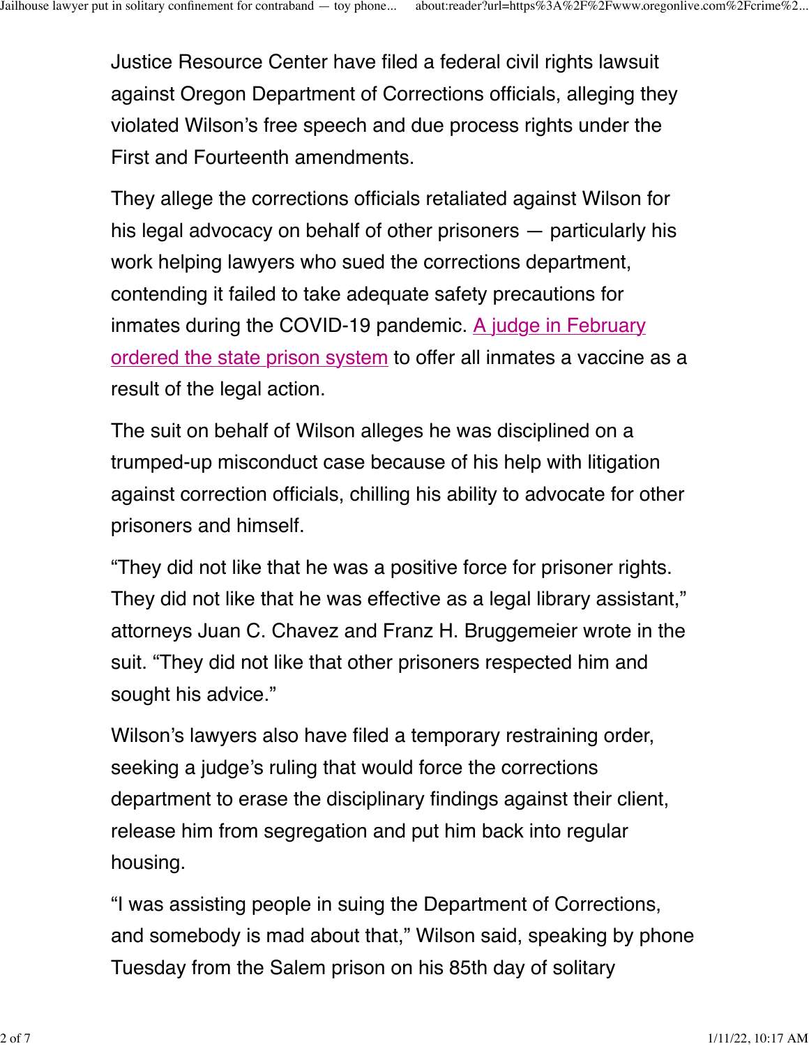Justice Resource Center have filed a federal civil rights lawsuit against Oregon Department of Corrections officials, alleging they violated Wilson's free speech and due process rights under the First and Fourteenth amendments.

They allege the corrections officials retaliated against Wilson for his legal advocacy on behalf of other prisoners — particularly his work helping lawyers who sued the corrections department, contending it failed to take adequate safety precautions for inmates during the COVID-19 pandemic. A judge in February ordered the state prison system to offer all inmates a vaccine as a result of the legal action.

The suit on behalf of Wilson alleges he was disciplined on a trumped-up misconduct case because of his help with litigation against correction officials, chilling his ability to advocate for other prisoners and himself.

"They did not like that he was a positive force for prisoner rights. They did not like that he was effective as a legal library assistant," attorneys Juan C. Chavez and Franz H. Bruggemeier wrote in the suit. "They did not like that other prisoners respected him and sought his advice."

Wilson's lawyers also have filed a temporary restraining order, seeking a judge's ruling that would force the corrections department to erase the disciplinary findings against their client, release him from segregation and put him back into regular housing.

"I was assisting people in suing the Department of Corrections, and somebody is mad about that," Wilson said, speaking by phone Tuesday from the Salem prison on his 85th day of solitary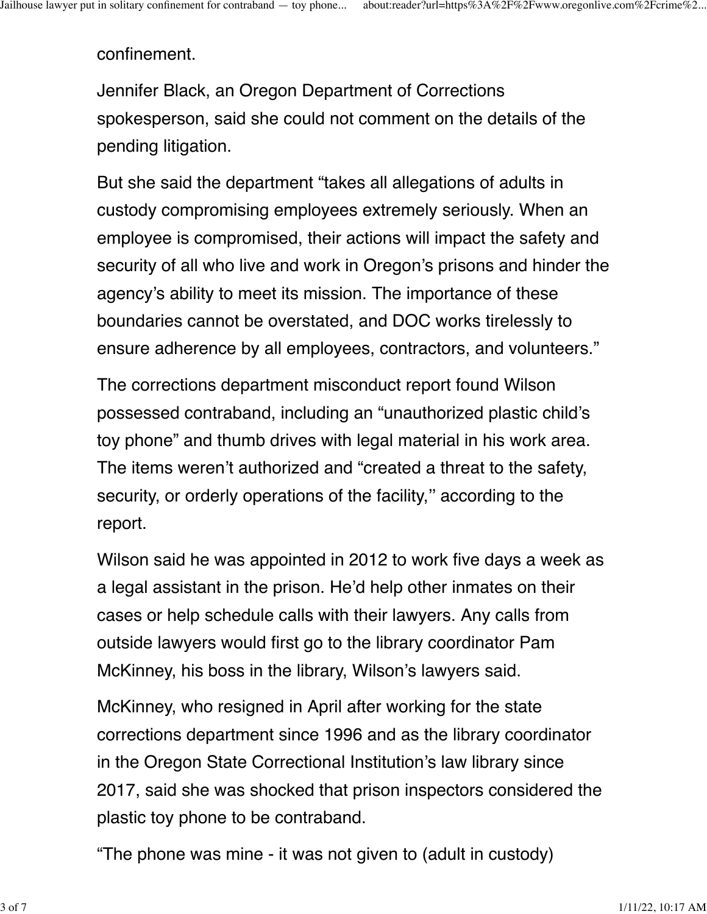confinement.

Jennifer Black, an Oregon Department of Corrections spokesperson, said she could not comment on the details of the pending litigation.

But she said the department "takes all allegations of adults in custody compromising employees extremely seriously. When an employee is compromised, their actions will impact the safety and security of all who live and work in Oregon's prisons and hinder the agency's ability to meet its mission. The importance of these boundaries cannot be overstated, and DOC works tirelessly to ensure adherence by all employees, contractors, and volunteers."

The corrections department misconduct report found Wilson possessed contraband, including an "unauthorized plastic child's toy phone" and thumb drives with legal material in his work area. The items weren't authorized and "created a threat to the safety, security, or orderly operations of the facility,'' according to the report.

Wilson said he was appointed in 2012 to work five days a week as a legal assistant in the prison. He'd help other inmates on their cases or help schedule calls with their lawyers. Any calls from outside lawyers would first go to the library coordinator Pam McKinney, his boss in the library, Wilson's lawyers said.

McKinney, who resigned in April after working for the state corrections department since 1996 and as the library coordinator in the Oregon State Correctional Institution's law library since 2017, said she was shocked that prison inspectors considered the plastic toy phone to be contraband.

"The phone was mine - it was not given to (adult in custody)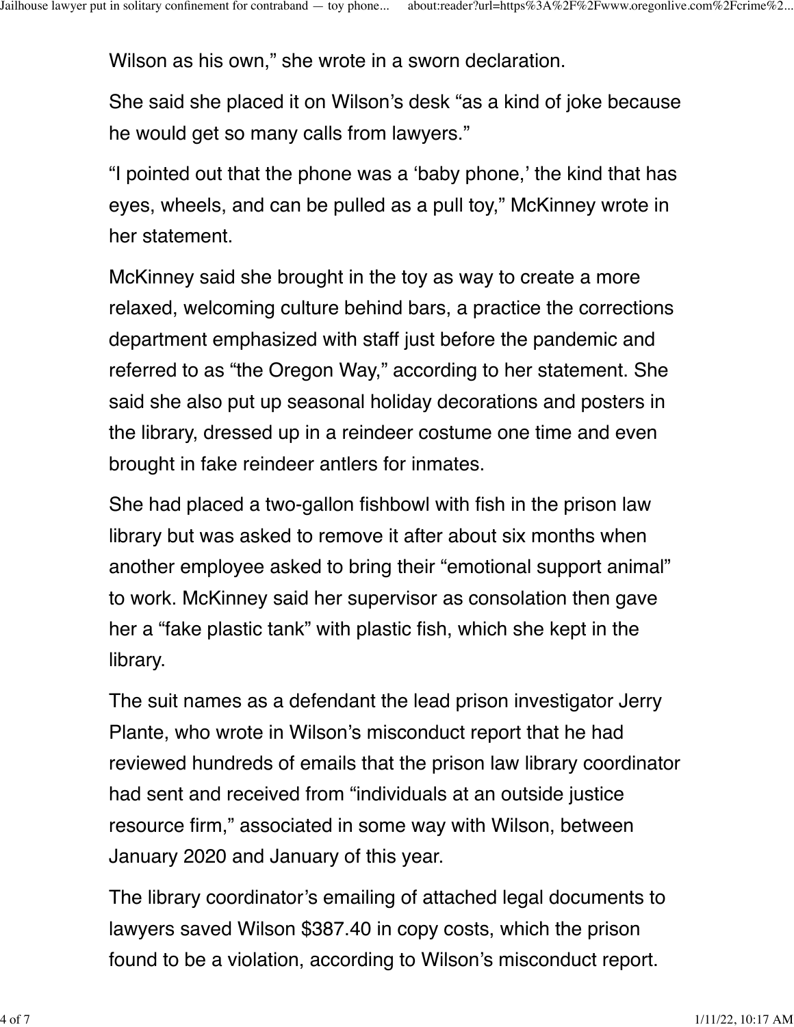Wilson as his own," she wrote in a sworn declaration.

She said she placed it on Wilson's desk "as a kind of joke because he would get so many calls from lawyers."

"I pointed out that the phone was a 'baby phone,' the kind that has eyes, wheels, and can be pulled as a pull toy," McKinney wrote in her statement.

McKinney said she brought in the toy as way to create a more relaxed, welcoming culture behind bars, a practice the corrections department emphasized with staff just before the pandemic and referred to as "the Oregon Way," according to her statement. She said she also put up seasonal holiday decorations and posters in the library, dressed up in a reindeer costume one time and even brought in fake reindeer antlers for inmates.

She had placed a two-gallon fishbowl with fish in the prison law library but was asked to remove it after about six months when another employee asked to bring their "emotional support animal" to work. McKinney said her supervisor as consolation then gave her a "fake plastic tank" with plastic fish, which she kept in the library.

The suit names as a defendant the lead prison investigator Jerry Plante, who wrote in Wilson's misconduct report that he had reviewed hundreds of emails that the prison law library coordinator had sent and received from "individuals at an outside justice resource firm," associated in some way with Wilson, between January 2020 and January of this year.

The library coordinator's emailing of attached legal documents to lawyers saved Wilson $387.40 in copy costs, which the prison found to be a violation, according to Wilson's misconduct report.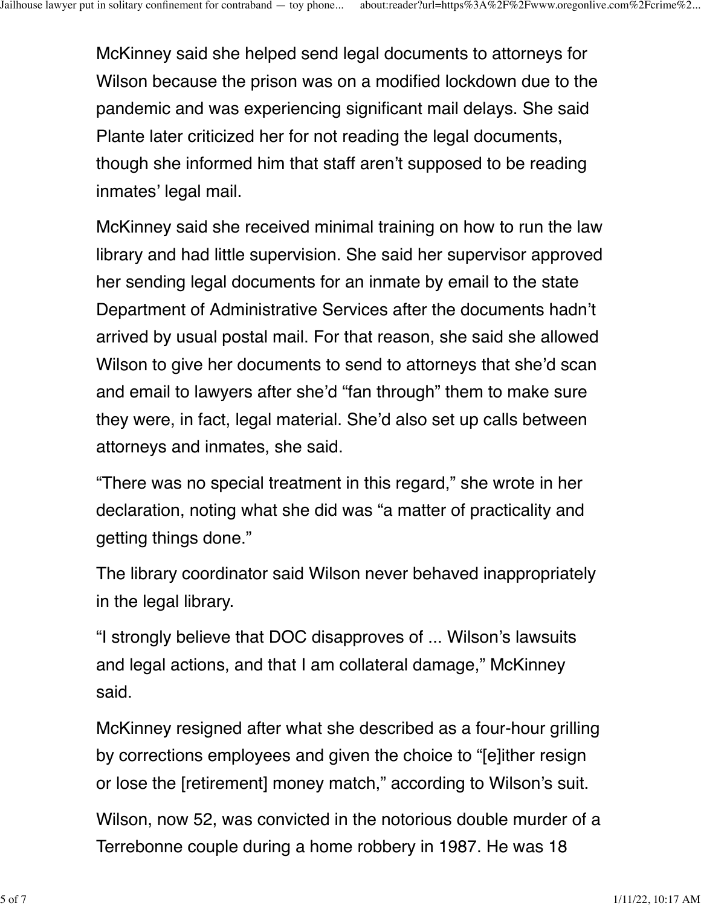McKinney said she helped send legal documents to attorneys for Wilson because the prison was on a modified lockdown due to the pandemic and was experiencing significant mail delays. She said Plante later criticized her for not reading the legal documents, though she informed him that staff aren't supposed to be reading inmates' legal mail.

McKinney said she received minimal training on how to run the law library and had little supervision. She said her supervisor approved her sending legal documents for an inmate by email to the state Department of Administrative Services after the documents hadn't arrived by usual postal mail. For that reason, she said she allowed Wilson to give her documents to send to attorneys that she'd scan and email to lawyers after she'd "fan through" them to make sure they were, in fact, legal material. She'd also set up calls between attorneys and inmates, she said.

"There was no special treatment in this regard," she wrote in her declaration, noting what she did was "a matter of practicality and getting things done."

The library coordinator said Wilson never behaved inappropriately in the legal library.

"I strongly believe that DOC disapproves of ... Wilson's lawsuits and legal actions, and that I am collateral damage," McKinney said.

McKinney resigned after what she described as a four-hour grilling by corrections employees and given the choice to "[e]ither resign or lose the [retirement] money match," according to Wilson's suit.

Wilson, now 52, was convicted in the notorious double murder of a Terrebonne couple during a home robbery in 1987. He was 18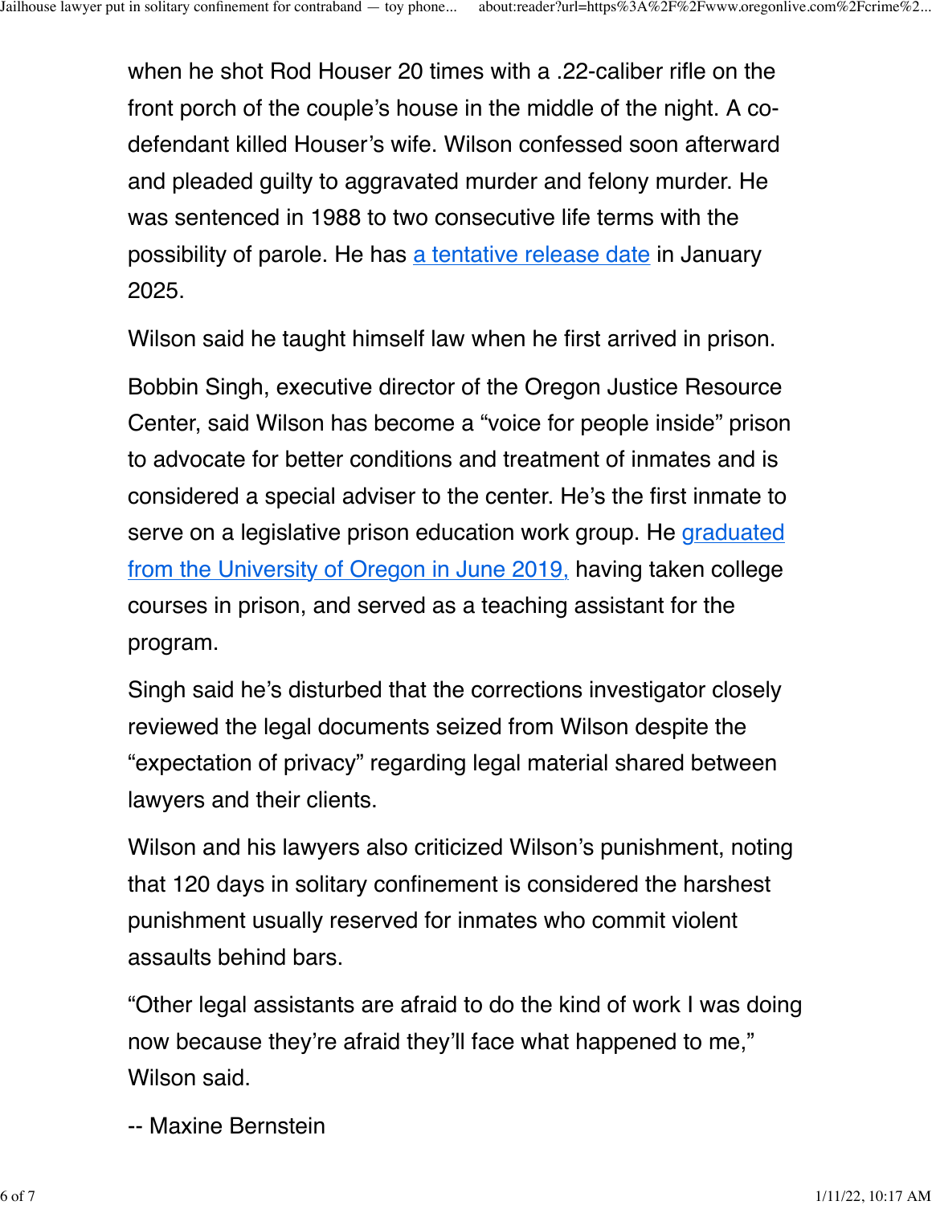when he shot Rod Houser 20 times with a .22-caliber rifle on the front porch of the couple's house in the middle of the night. A co-defendant killed Houser's wife. Wilson confessed soon afterward and pleaded guilty to aggravated murder and felony murder. He was sentenced in 1988 to two consecutive life terms with the possibility of parole. He has [a tentative release date] in January 2025.

Wilson said he taught himself law when he first arrived in prison.

Bobbin Singh, executive director of the Oregon Justice Resource Center, said Wilson has become a "voice for people inside" prison to advocate for better conditions and treatment of inmates and is considered a special adviser to the center. He's the first inmate to serve on a legislative prison education work group. He [graduated from the University of Oregon in June 2019,] having taken college courses in prison, and served as a teaching assistant for the program.

Singh said he's disturbed that the corrections investigator closely reviewed the legal documents seized from Wilson despite the "expectation of privacy" regarding legal material shared between lawyers and their clients.

Wilson and his lawyers also criticized Wilson's punishment, noting that 120 days in solitary confinement is considered the harshest punishment usually reserved for inmates who commit violent assaults behind bars.

"Other legal assistants are afraid to do the kind of work I was doing now because they're afraid they'll face what happened to me," Wilson said.

-- Maxine Bernstein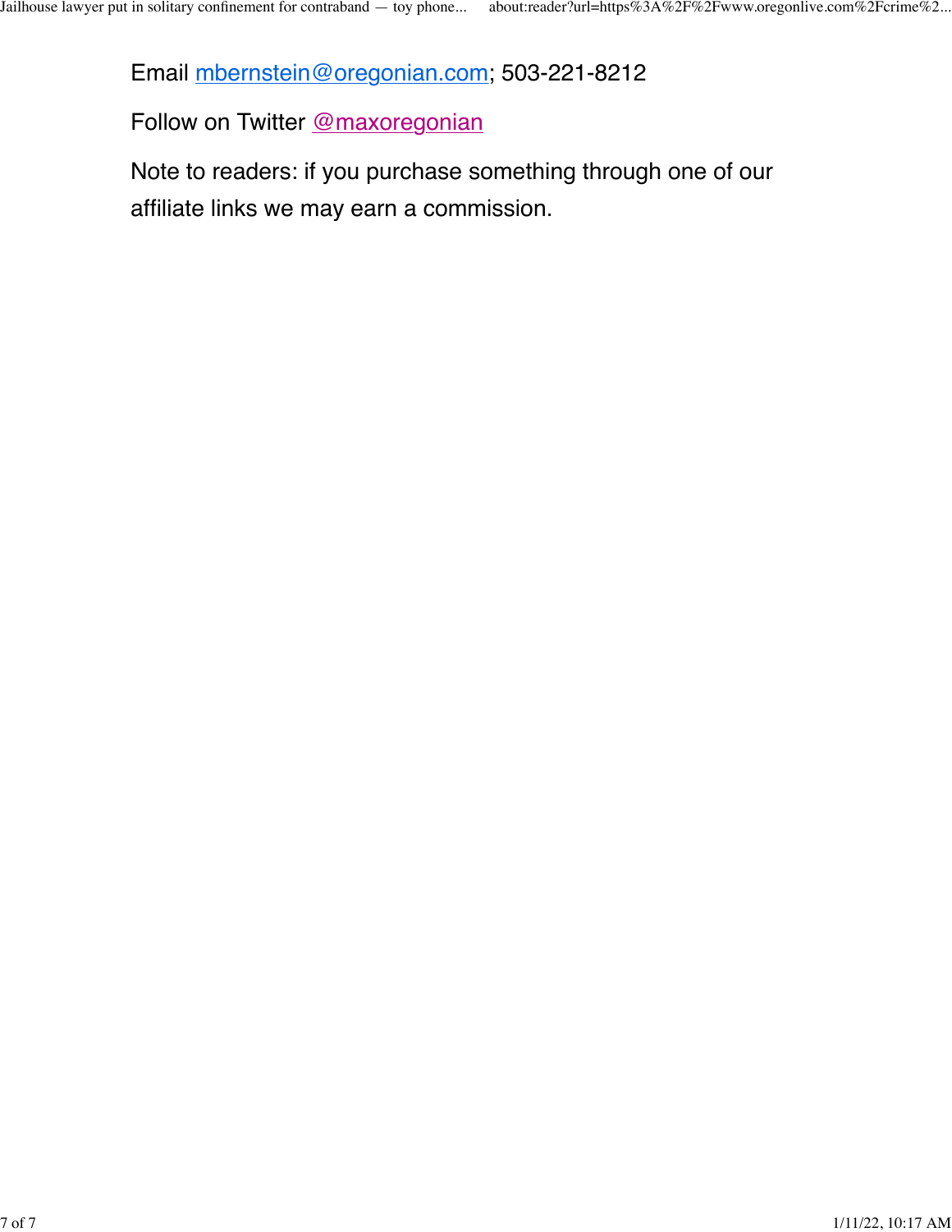Email mbernstein@oregonian.com; 503-221-8212

Follow on Twitter @maxoregonian

Note to readers: if you purchase something through one of our affiliate links we may earn a commission.